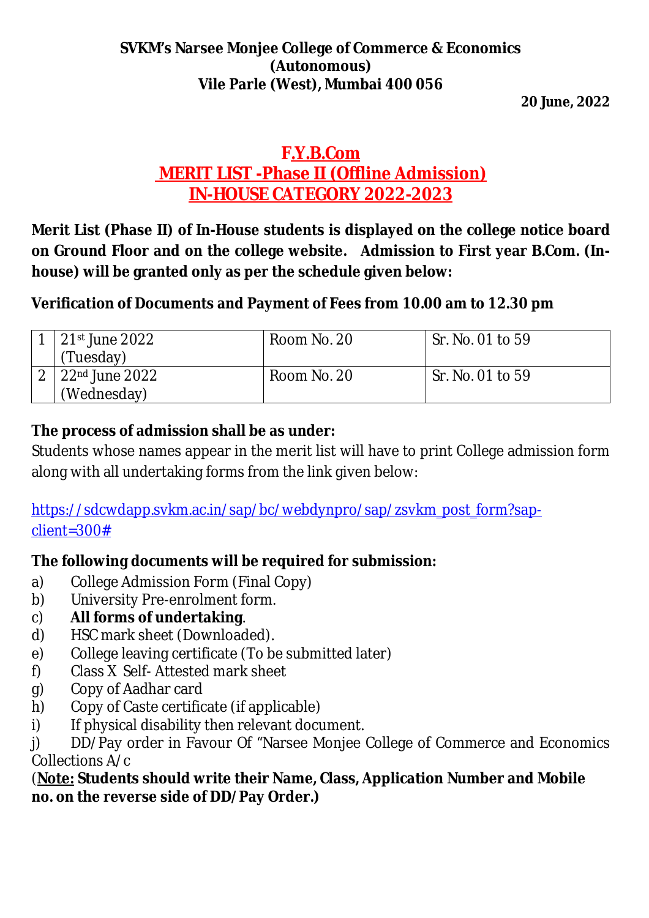**SVKM's Narsee Monjee College of Commerce & Economics**
**(Autonomous)**
**Vile Parle (West), Mumbai 400 056**

**20 June, 2022**

# F.Y.B.Com
# MERIT LIST -Phase II (Offline Admission)
# IN-HOUSE CATEGORY 2022-2023

**Merit List (Phase II) of In-House students is displayed on the college notice board on Ground Floor and on the college website. Admission to First year B.Com. (In-house) will be granted only as per the schedule given below:**

**Verification of Documents and Payment of Fees from 10.00 am to 12.30 pm**

| | | | |
|---|---|---|---|
| 1 | 21st June 2022 (Tuesday) | Room No. 20 | Sr. No. 01 to 59 |
| 2 | 22nd June 2022 (Wednesday) | Room No. 20 | Sr. No. 01 to 59 |

**The process of admission shall be as under:**

Students whose names appear in the merit list will have to print College admission form along with all undertaking forms from the link given below:

https://sdcwdapp.svkm.ac.in/sap/bc/webdynpro/sap/zsvkm_post_form?sap-client=300#

**The following documents will be required for submission:**

a) College Admission Form (Final Copy)
b) University Pre-enrolment form.
c) **All forms of undertaking**.
d) HSC mark sheet (Downloaded).
e) College leaving certificate (To be submitted later)
f) Class X Self- Attested mark sheet
g) Copy of Aadhar card
h) Copy of Caste certificate (if applicable)
i) If physical disability then relevant document.
j) DD/Pay order in Favour Of "Narsee Monjee College of Commerce and Economics Collections A/c

(**Note: Students should write their Name, Class, Application Number and Mobile no. on the reverse side of DD/Pay Order.)**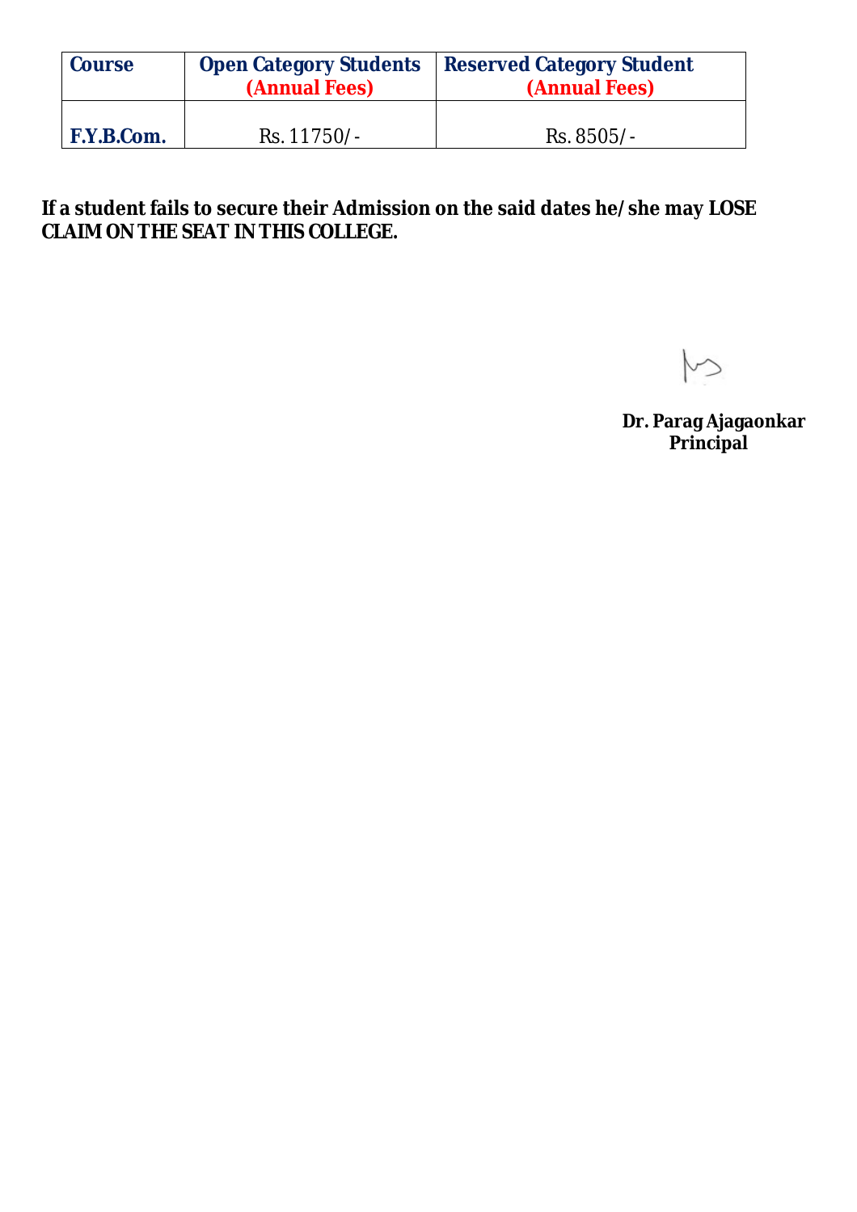| Course | Open Category Students (Annual Fees) | Reserved Category Student (Annual Fees) |
|---|---|---|
| F.Y.B.Com. | Rs. 11750/- | Rs. 8505/- |

**If a student fails to secure their Admission on the said dates he/she may LOSE CLAIM ON THE SEAT IN THIS COLLEGE.**

**Dr. Parag Ajagaonkar**
**Principal**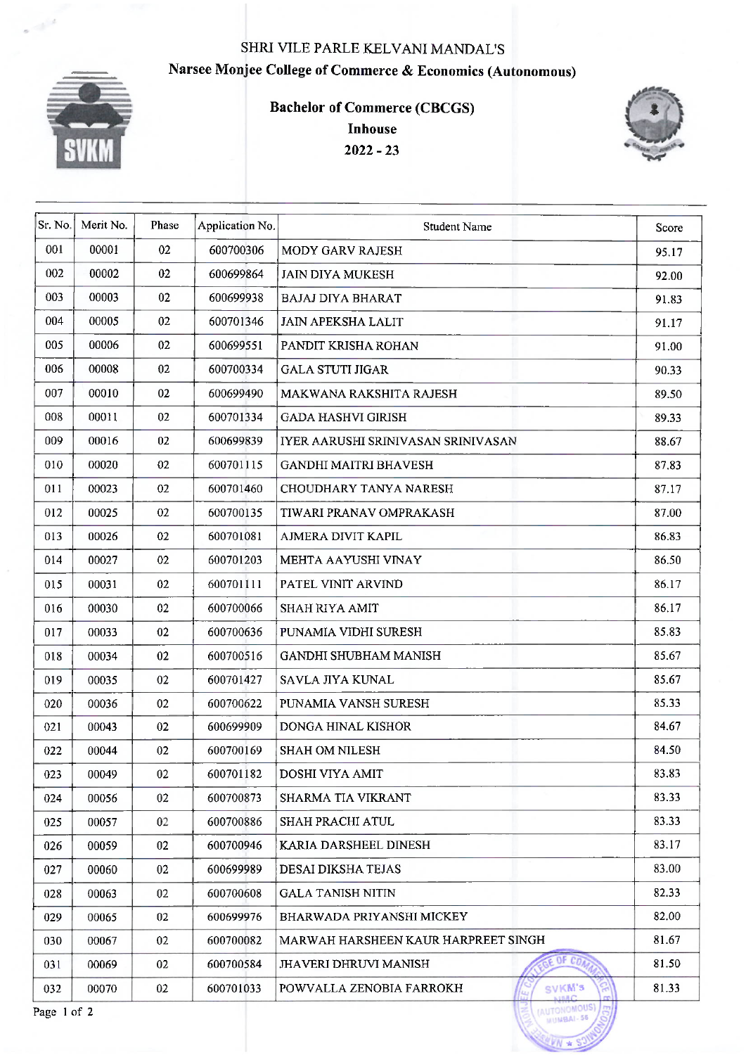SHRI VILE PARLE KELVANI MANDAL'S

**Narsee Monjee College of Commerce & Economics (Autonomous)**

**Bachelor of Commerce (CBCGS)**

**Inhouse**

**2022 - 23**

| Sr. No. | Merit No. | Phase | Application No. | Student Name | Score |
|---|---|---|---|---|---|
| 001 | 00001 | 02 | 600700306 | MODY GARV RAJESH | 95.17 |
| 002 | 00002 | 02 | 600699864 | JAIN DIYA MUKESH | 92.00 |
| 003 | 00003 | 02 | 600699938 | BAJAJ DIYA BHARAT | 91.83 |
| 004 | 00005 | 02 | 600701346 | JAIN APEKSHA LALIT | 91.17 |
| 005 | 00006 | 02 | 600699551 | PANDIT KRISHA ROHAN | 91.00 |
| 006 | 00008 | 02 | 600700334 | GALA STUTI JIGAR | 90.33 |
| 007 | 00010 | 02 | 600699490 | MAKWANA RAKSHITA RAJESH | 89.50 |
| 008 | 00011 | 02 | 600701334 | GADA HASHVI GIRISH | 89.33 |
| 009 | 00016 | 02 | 600699839 | IYER AARUSHI SRINIVASAN SRINIVASAN | 88.67 |
| 010 | 00020 | 02 | 600701115 | GANDHI MAITRI BHAVESH | 87.83 |
| 011 | 00023 | 02 | 600701460 | CHOUDHARY TANYA NARESH | 87.17 |
| 012 | 00025 | 02 | 600700135 | TIWARI PRANAV OMPRAKASH | 87.00 |
| 013 | 00026 | 02 | 600701081 | AJMERA DIVIT KAPIL | 86.83 |
| 014 | 00027 | 02 | 600701203 | MEHTA AAYUSHI VINAY | 86.50 |
| 015 | 00031 | 02 | 600701111 | PATEL VINIT ARVIND | 86.17 |
| 016 | 00030 | 02 | 600700066 | SHAH RIYA AMIT | 86.17 |
| 017 | 00033 | 02 | 600700636 | PUNAMIA VIDHI SURESH | 85.83 |
| 018 | 00034 | 02 | 600700516 | GANDHI SHUBHAM MANISH | 85.67 |
| 019 | 00035 | 02 | 600701427 | SAVLA JIYA KUNAL | 85.67 |
| 020 | 00036 | 02 | 600700622 | PUNAMIA VANSH SURESH | 85.33 |
| 021 | 00043 | 02 | 600699909 | DONGA HINAL KISHOR | 84.67 |
| 022 | 00044 | 02 | 600700169 | SHAH OM NILESH | 84.50 |
| 023 | 00049 | 02 | 600701182 | DOSHI VIYA AMIT | 83.83 |
| 024 | 00056 | 02 | 600700873 | SHARMA TIA VIKRANT | 83.33 |
| 025 | 00057 | 02 | 600700886 | SHAH PRACHI ATUL | 83.33 |
| 026 | 00059 | 02 | 600700946 | KARIA DARSHEEL DINESH | 83.17 |
| 027 | 00060 | 02 | 600699989 | DESAI DIKSHA TEJAS | 83.00 |
| 028 | 00063 | 02 | 600700608 | GALA TANISH NITIN | 82.33 |
| 029 | 00065 | 02 | 600699976 | BHARWADA PRIYANSHI MICKEY | 82.00 |
| 030 | 00067 | 02 | 600700082 | MARWAH HARSHEEN KAUR HARPREET SINGH | 81.67 |
| 031 | 00069 | 02 | 600700584 | JHAVERI DHRUVI MANISH | 81.50 |
| 032 | 00070 | 02 | 600701033 | POWVALLA ZENOBIA FARROKH | 81.33 |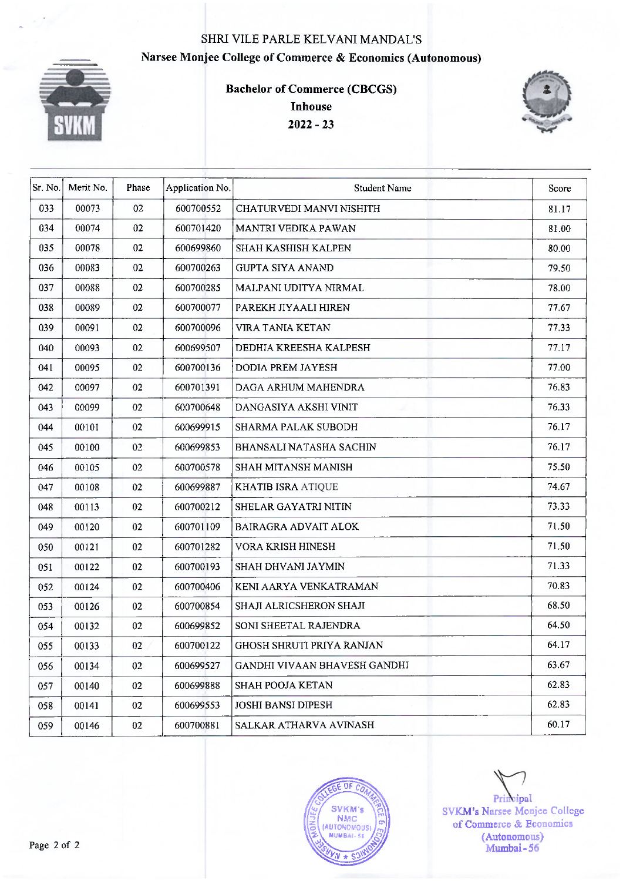SHRI VILE PARLE KELVANI MANDAL'S

**Narsee Monjee College of Commerce & Economics (Autonomous)**

**Bachelor of Commerce (CBCGS)**

**Inhouse**

**2022 - 23**

| Sr. No. | Merit No. | Phase | Application No. | Student Name | Score |
|---|---|---|---|---|---|
| 033 | 00073 | 02 | 600700552 | CHATURVEDI MANVI NISHITH | 81.17 |
| 034 | 00074 | 02 | 600701420 | MANTRI VEDIKA PAWAN | 81.00 |
| 035 | 00078 | 02 | 600699860 | SHAH KASHISH KALPEN | 80.00 |
| 036 | 00083 | 02 | 600700263 | GUPTA SIYA ANAND | 79.50 |
| 037 | 00088 | 02 | 600700285 | MALPANI UDITYA NIRMAL | 78.00 |
| 038 | 00089 | 02 | 600700077 | PAREKH JIYAALI HIREN | 77.67 |
| 039 | 00091 | 02 | 600700096 | VIRA TANIA KETAN | 77.33 |
| 040 | 00093 | 02 | 600699507 | DEDHIA KREESHA KALPESH | 77.17 |
| 041 | 00095 | 02 | 600700136 | DODIA PREM JAYESH | 77.00 |
| 042 | 00097 | 02 | 600701391 | DAGA ARHUM MAHENDRA | 76.83 |
| 043 | 00099 | 02 | 600700648 | DANGASIYA AKSHI VINIT | 76.33 |
| 044 | 00101 | 02 | 600699915 | SHARMA PALAK SUBODH | 76.17 |
| 045 | 00100 | 02 | 600699853 | BHANSALI NATASHA SACHIN | 76.17 |
| 046 | 00105 | 02 | 600700578 | SHAH MITANSH MANISH | 75.50 |
| 047 | 00108 | 02 | 600699887 | KHATIB ISRA ATIQUE | 74.67 |
| 048 | 00113 | 02 | 600700212 | SHELAR GAYATRI NITIN | 73.33 |
| 049 | 00120 | 02 | 600701109 | BAIRAGRA ADVAIT ALOK | 71.50 |
| 050 | 00121 | 02 | 600701282 | VORA KRISH HINESH | 71.50 |
| 051 | 00122 | 02 | 600700193 | SHAH DHVANI JAYMIN | 71.33 |
| 052 | 00124 | 02 | 600700406 | KENI AARYA VENKATRAMAN | 70.83 |
| 053 | 00126 | 02 | 600700854 | SHAJI ALRICSHERON SHAJI | 68.50 |
| 054 | 00132 | 02 | 600699852 | SONI SHEETAL RAJENDRA | 64.50 |
| 055 | 00133 | 02 | 600700122 | GHOSH SHRUTI PRIYA RANJAN | 64.17 |
| 056 | 00134 | 02 | 600699527 | GANDHI VIVAAN BHAVESH GANDHI | 63.67 |
| 057 | 00140 | 02 | 600699888 | SHAH POOJA KETAN | 62.83 |
| 058 | 00141 | 02 | 600699553 | JOSHI BANSI DIPESH | 62.83 |
| 059 | 00146 | 02 | 600700881 | SALKAR ATHARVA AVINASH | 60.17 |

Principal
SVKM's Narsee Monjee College of Commerce & Economics (Autonomous)
Mumbai - 56